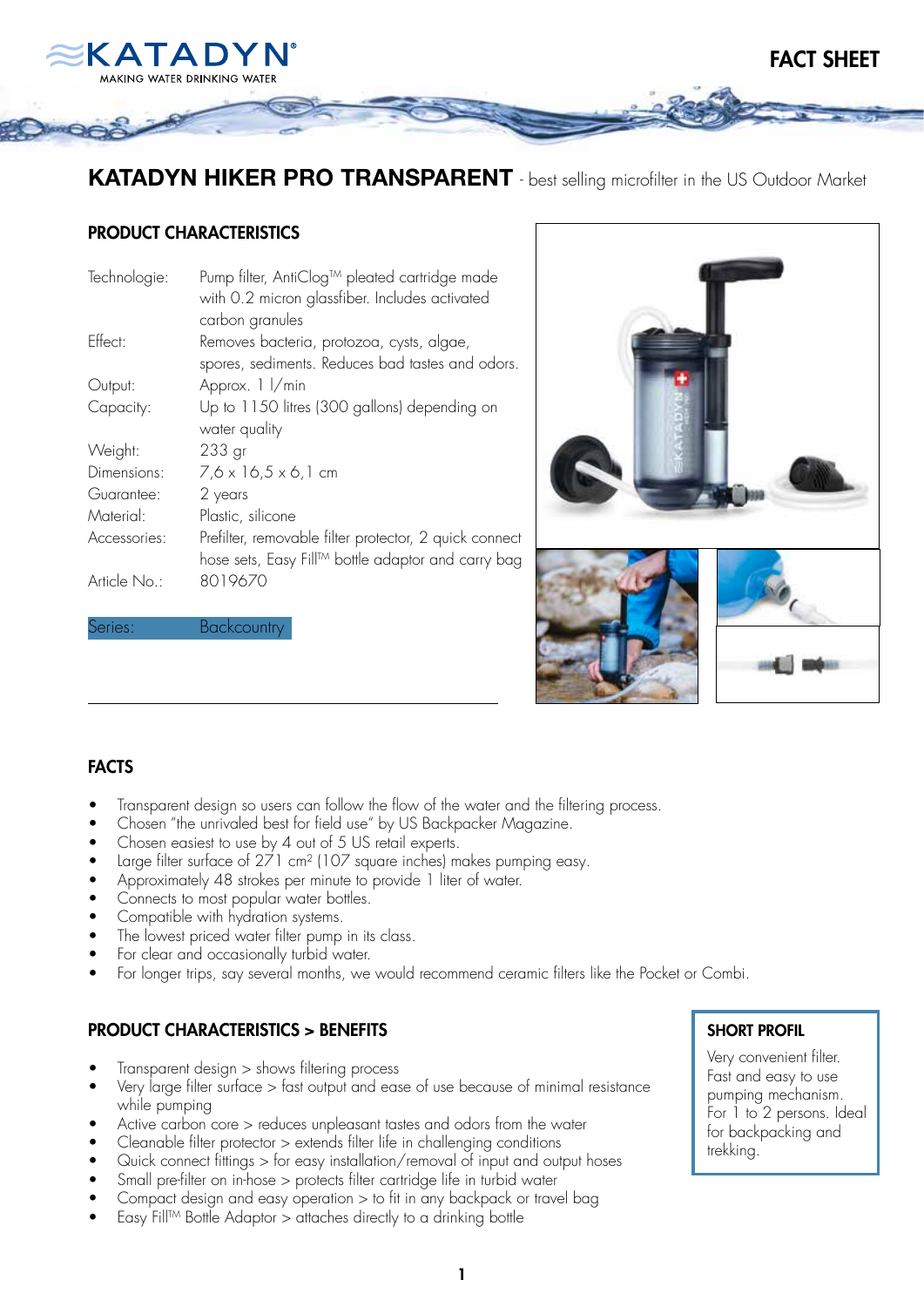KATADYN
MAKING WATER DRINKING WATER

FACT SHEET

# KATADYN HIKER PRO TRANSPARENT - best selling microfilter in the US Outdoor Market

## PRODUCT CHARACTERISTICS

| | |
|---|---|
| Technologie: | Pump filter, AntiClog™ pleated cartridge made with 0.2 micron glassfiber. Includes activated carbon granules |
| Effect: | Removes bacteria, protozoa, cysts, algae, spores, sediments. Reduces bad tastes and odors. |
| Output: | Approx. 1 l/min |
| Capacity: | Up to 1150 litres (300 gallons) depending on water quality |
| Weight: | 233 gr |
| Dimensions: | 7,6 x 16,5 x 6,1 cm |
| Guarantee: | 2 years |
| Material: | Plastic, silicone |
| Accessories: | Prefilter, removable filter protector, 2 quick connect hose sets, Easy Fill™ bottle adaptor and carry bag |
| Article No.: | 8019670 |
| Series: | Backcountry |

## FACTS

- Transparent design so users can follow the flow of the water and the filtering process.
- Chosen "the unrivaled best for field use" by US Backpacker Magazine.
- Chosen easiest to use by 4 out of 5 US retail experts.
- Large filter surface of 271 cm² (107 square inches) makes pumping easy.
- Approximately 48 strokes per minute to provide 1 liter of water.
- Connects to most popular water bottles.
- Compatible with hydration systems.
- The lowest priced water filter pump in its class.
- For clear and occasionally turbid water.
- For longer trips, say several months, we would recommend ceramic filters like the Pocket or Combi.

## PRODUCT CHARACTERISTICS > BENEFITS

- Transparent design > shows filtering process
- Very large filter surface > fast output and ease of use because of minimal resistance while pumping
- Active carbon core > reduces unpleasant tastes and odors from the water
- Cleanable filter protector > extends filter life in challenging conditions
- Quick connect fittings > for easy installation/removal of input and output hoses
- Small pre-filter on in-hose > protects filter cartridge life in turbid water
- Compact design and easy operation > to fit in any backpack or travel bag
- Easy Fill™ Bottle Adaptor > attaches directly to a drinking bottle

## SHORT PROFIL

Very convenient filter. Fast and easy to use pumping mechanism. For 1 to 2 persons. Ideal for backpacking and trekking.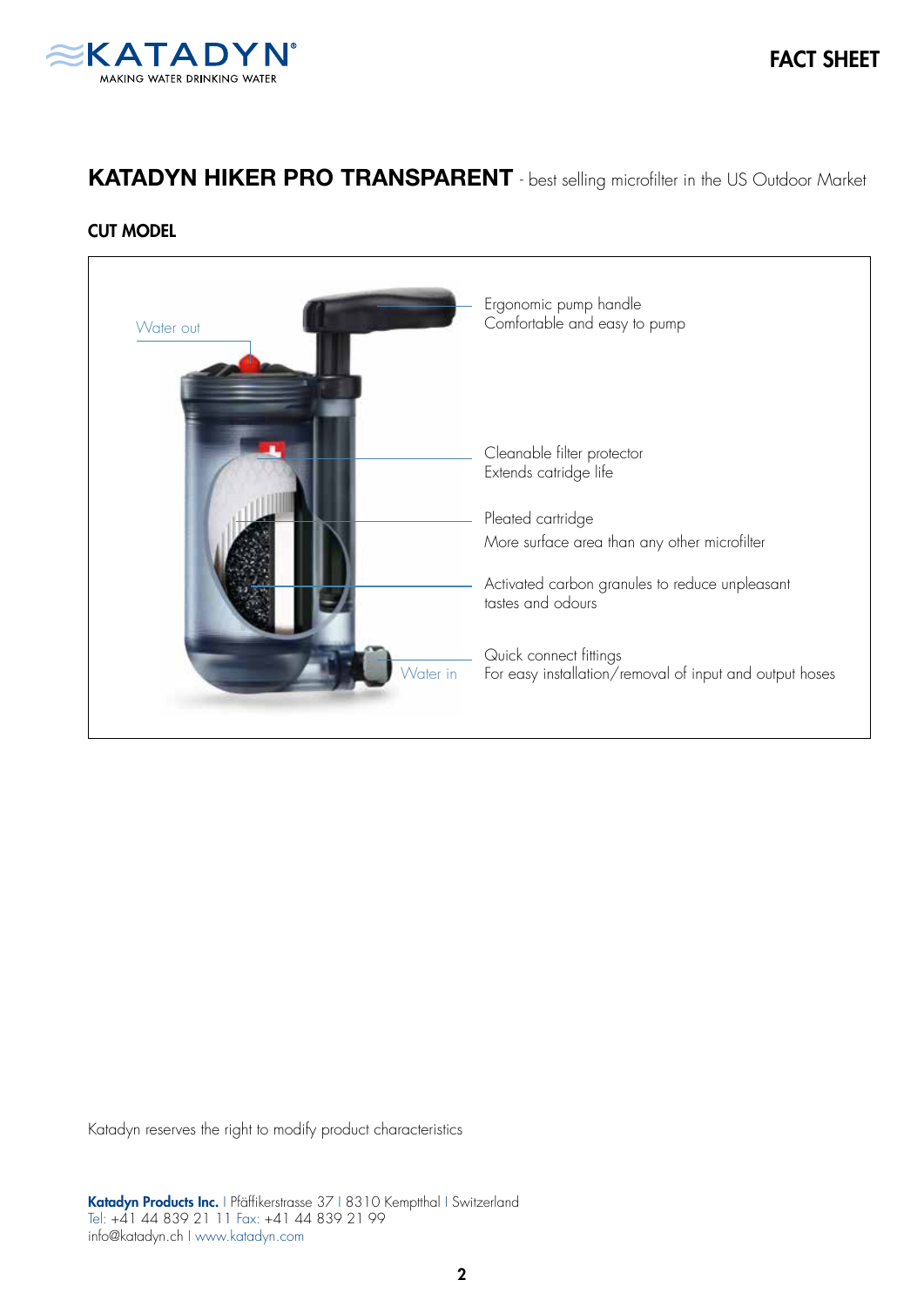# KATADYN HIKER PRO TRANSPARENT - best selling microfilter in the US Outdoor Market

## CUT MODEL

Water out

Water in

Ergonomic pump handle
Comfortable and easy to pump

Cleanable filter protector
Extends catridge life

Pleated cartridge
More surface area than any other microfilter

Activated carbon granules to reduce unpleasant tastes and odours

Quick connect fittings
For easy installation/removal of input and output hoses

Katadyn reserves the right to modify product characteristics

**Katadyn Products Inc.** I Pfäffikerstrasse 37 I 8310 Kemptthal I Switzerland
Tel: +41 44 839 21 11 Fax: +41 44 839 21 99
info@katadyn.ch I www.katadyn.com